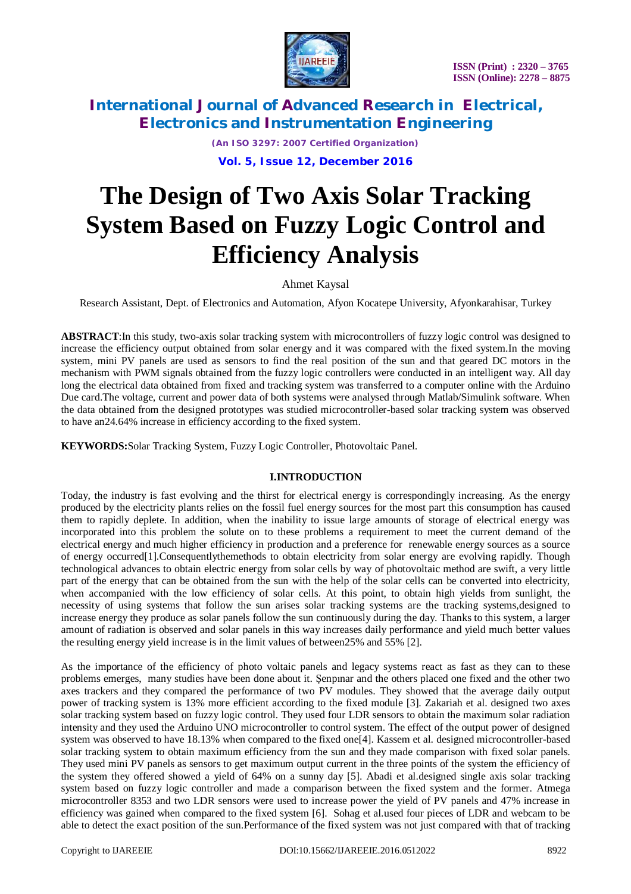# The Design of Two Axis Solar Tracking System Based on Fuzzy Logic Control and Efficiency Analysis

Ahmet Kaysal

Research Assistant, Dept. of Electronics and Automation, Afyon Kocatepe University, Afyonkarahisar, Turkey

**ABSTRACT**:In this study, two-axis solar tracking system with microcontrollers of fuzzy logic control was designed to increase the efficiency output obtained from solar energy and it was compared with the fixed system.In the moving system, mini PV panels are used as sensors to find the real position of the sun and that geared DC motors in the mechanism with PWM signals obtained from the fuzzy logic controllers were conducted in an intelligent way. All day long the electrical data obtained from fixed and tracking system was transferred to a computer online with the Arduino Due card.The voltage, current and power data of both systems were analysed through Matlab/Simulink software. When the data obtained from the designed prototypes was studied microcontroller-based solar tracking system was observed to have an24.64% increase in efficiency according to the fixed system.

**KEYWORDS:**Solar Tracking System, Fuzzy Logic Controller, Photovoltaic Panel.

## I.INTRODUCTION

Today, the industry is fast evolving and the thirst for electrical energy is correspondingly increasing. As the energy produced by the electricity plants relies on the fossil fuel energy sources for the most part this consumption has caused them to rapidly deplete. In addition, when the inability to issue large amounts of storage of electrical energy was incorporated into this problem the solute on to these problems a requirement to meet the current demand of the electrical energy and much higher efficiency in production and a preference for renewable energy sources as a source of energy occurred[1].Consequentlythemethods to obtain electricity from solar energy are evolving rapidly. Though technological advances to obtain electric energy from solar cells by way of photovoltaic method are swift, a very little part of the energy that can be obtained from the sun with the help of the solar cells can be converted into electricity, when accompanied with the low efficiency of solar cells. At this point, to obtain high yields from sunlight, the necessity of using systems that follow the sun arises solar tracking systems are the tracking systems,designed to increase energy they produce as solar panels follow the sun continuously during the day. Thanks to this system, a larger amount of radiation is observed and solar panels in this way increases daily performance and yield much better values the resulting energy yield increase is in the limit values of between25% and 55% [2].

As the importance of the efficiency of photo voltaic panels and legacy systems react as fast as they can to these problems emerges, many studies have been done about it. Şenpınar and the others placed one fixed and the other two axes trackers and they compared the performance of two PV modules. They showed that the average daily output power of tracking system is 13% more efficient according to the fixed module [3]. Zakariah et al. designed two axes solar tracking system based on fuzzy logic control. They used four LDR sensors to obtain the maximum solar radiation intensity and they used the Arduino UNO microcontroller to control system. The effect of the output power of designed system was observed to have 18.13% when compared to the fixed one[4]. Kassem et al. designed microcontroller-based solar tracking system to obtain maximum efficiency from the sun and they made comparison with fixed solar panels. They used mini PV panels as sensors to get maximum output current in the three points of the system the efficiency of the system they offered showed a yield of 64% on a sunny day [5]. Abadi et al.designed single axis solar tracking system based on fuzzy logic controller and made a comparison between the fixed system and the former. Atmega microcontroller 8353 and two LDR sensors were used to increase power the yield of PV panels and 47% increase in efficiency was gained when compared to the fixed system [6]. Sohag et al.used four pieces of LDR and webcam to be able to detect the exact position of the sun.Performance of the fixed system was not just compared with that of tracking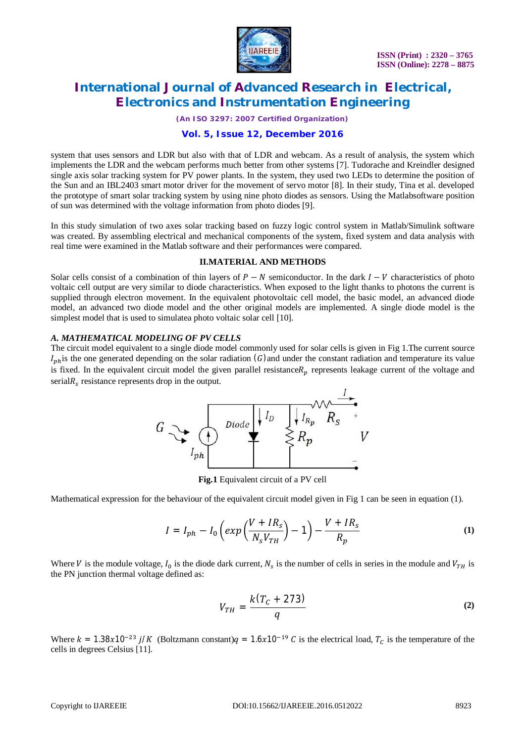system that uses sensors and LDR but also with that of LDR and webcam. As a result of analysis, the system which implements the LDR and the webcam performs much better from other systems [7]. Tudorache and Kreindler designed single axis solar tracking system for PV power plants. In the system, they used two LEDs to determine the position of the Sun and an IBL2403 smart motor driver for the movement of servo motor [8]. In their study, Tina et al. developed the prototype of smart solar tracking system by using nine photo diodes as sensors. Using the Matlabsoftware position of sun was determined with the voltage information from photo diodes [9].

In this study simulation of two axes solar tracking based on fuzzy logic control system in Matlab/Simulink software was created. By assembling electrical and mechanical components of the system, fixed system and data analysis with real time were examined in the Matlab software and their performances were compared.

## II.MATERIAL AND METHODS

Solar cells consist of a combination of thin layers of $P - N$ semiconductor. In the dark $I - V$ characteristics of photo voltaic cell output are very similar to diode characteristics. When exposed to the light thanks to photons the current is supplied through electron movement. In the equivalent photovoltaic cell model, the basic model, an advanced diode model, an advanced two diode model and the other original models are implemented. A single diode model is the simplest model that is used to simulatea photo voltaic solar cell [10].

### *A. MATHEMATICAL MODELING OF PV CELLS*

The circuit model equivalent to a single diode model commonly used for solar cells is given in Fig 1.The current source $I_{ph}$is the one generated depending on the solar radiation $(G)$and under the constant radiation and temperature its value is fixed. In the equivalent circuit model the given parallel resistance$R_p$ represents leakage current of the voltage and serial$R_s$ resistance represents drop in the output.

**Fig.1** Equivalent circuit of a PV cell

Mathematical expression for the behaviour of the equivalent circuit model given in Fig 1 can be seen in equation (1).

$$I = I_{ph} - I_0 \left( exp\left( \frac{V + IR_s}{N_s V_{TH}} \right) - 1 \right) - \frac{V + IR_s}{R_p} \quad \textbf{(1)}$$

Where $V$ is the module voltage, $I_0$ is the diode dark current, $N_s$ is the number of cells in series in the module and $V_{TH}$ is the PN junction thermal voltage defined as:

$$V_{TH} = \frac{k(T_C + 273)}{q} \quad \textbf{(2)}$$

Where $k = 1.38x10^{-23}\ j/K$ (Boltzmann constant)$q = 1.6x10^{-19}\ C$ is the electrical load, $T_c$ is the temperature of the cells in degrees Celsius [11].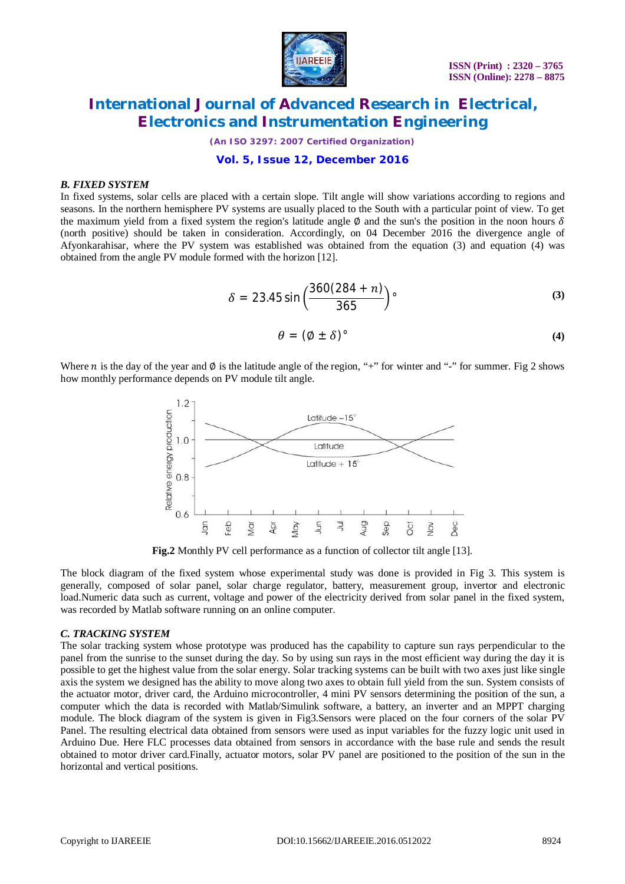### *B. FIXED SYSTEM*

In fixed systems, solar cells are placed with a certain slope. Tilt angle will show variations according to regions and seasons. In the northern hemisphere PV systems are usually placed to the South with a particular point of view. To get the maximum yield from a fixed system the region's latitude angle $\emptyset$ and the sun's the position in the noon hours $\delta$ (north positive) should be taken in consideration. Accordingly, on 04 December 2016 the divergence angle of Afyonkarahisar, where the PV system was established was obtained from the equation (3) and equation (4) was obtained from the angle PV module formed with the horizon [12].

$$\delta = 23.45 \sin\left(\frac{360(284+n)}{365}\right)^{\circ} \tag{3}$$

$$\theta = (\emptyset \pm \delta)^{\circ} \tag{4}$$

Where $n$ is the day of the year and $\emptyset$ is the latitude angle of the region, "+" for winter and "-" for summer. Fig 2 shows how monthly performance depends on PV module tilt angle.

**Fig.2** Monthly PV cell performance as a function of collector tilt angle [13].

The block diagram of the fixed system whose experimental study was done is provided in Fig 3. This system is generally, composed of solar panel, solar charge regulator, battery, measurement group, invertor and electronic load.Numeric data such as current, voltage and power of the electricity derived from solar panel in the fixed system, was recorded by Matlab software running on an online computer.

### *C. TRACKING SYSTEM*

The solar tracking system whose prototype was produced has the capability to capture sun rays perpendicular to the panel from the sunrise to the sunset during the day. So by using sun rays in the most efficient way during the day it is possible to get the highest value from the solar energy. Solar tracking systems can be built with two axes just like single axis the system we designed has the ability to move along two axes to obtain full yield from the sun. System consists of the actuator motor, driver card, the Arduino microcontroller, 4 mini PV sensors determining the position of the sun, a computer which the data is recorded with Matlab/Simulink software, a battery, an inverter and an MPPT charging module. The block diagram of the system is given in Fig3.Sensors were placed on the four corners of the solar PV Panel. The resulting electrical data obtained from sensors were used as input variables for the fuzzy logic unit used in Arduino Due. Here FLC processes data obtained from sensors in accordance with the base rule and sends the result obtained to motor driver card.Finally, actuator motors, solar PV panel are positioned to the position of the sun in the horizontal and vertical positions.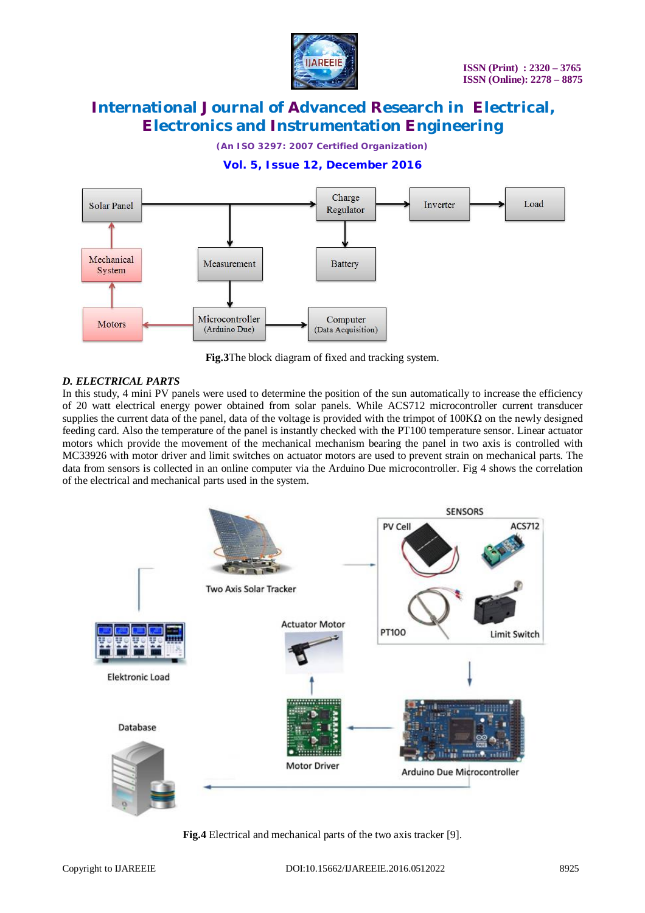**Fig.3**The block diagram of fixed and tracking system.

***D. ELECTRICAL PARTS***

In this study, 4 mini PV panels were used to determine the position of the sun automatically to increase the efficiency of 20 watt electrical energy power obtained from solar panels. While ACS712 microcontroller current transducer supplies the current data of the panel, data of the voltage is provided with the trimpot of 100KΩ on the newly designed feeding card. Also the temperature of the panel is instantly checked with the PT100 temperature sensor. Linear actuator motors which provide the movement of the mechanical mechanism bearing the panel in two axis is controlled with MC33926 with motor driver and limit switches on actuator motors are used to prevent strain on mechanical parts. The data from sensors is collected in an online computer via the Arduino Due microcontroller. Fig 4 shows the correlation of the electrical and mechanical parts used in the system.

**Fig.4** Electrical and mechanical parts of the two axis tracker [9].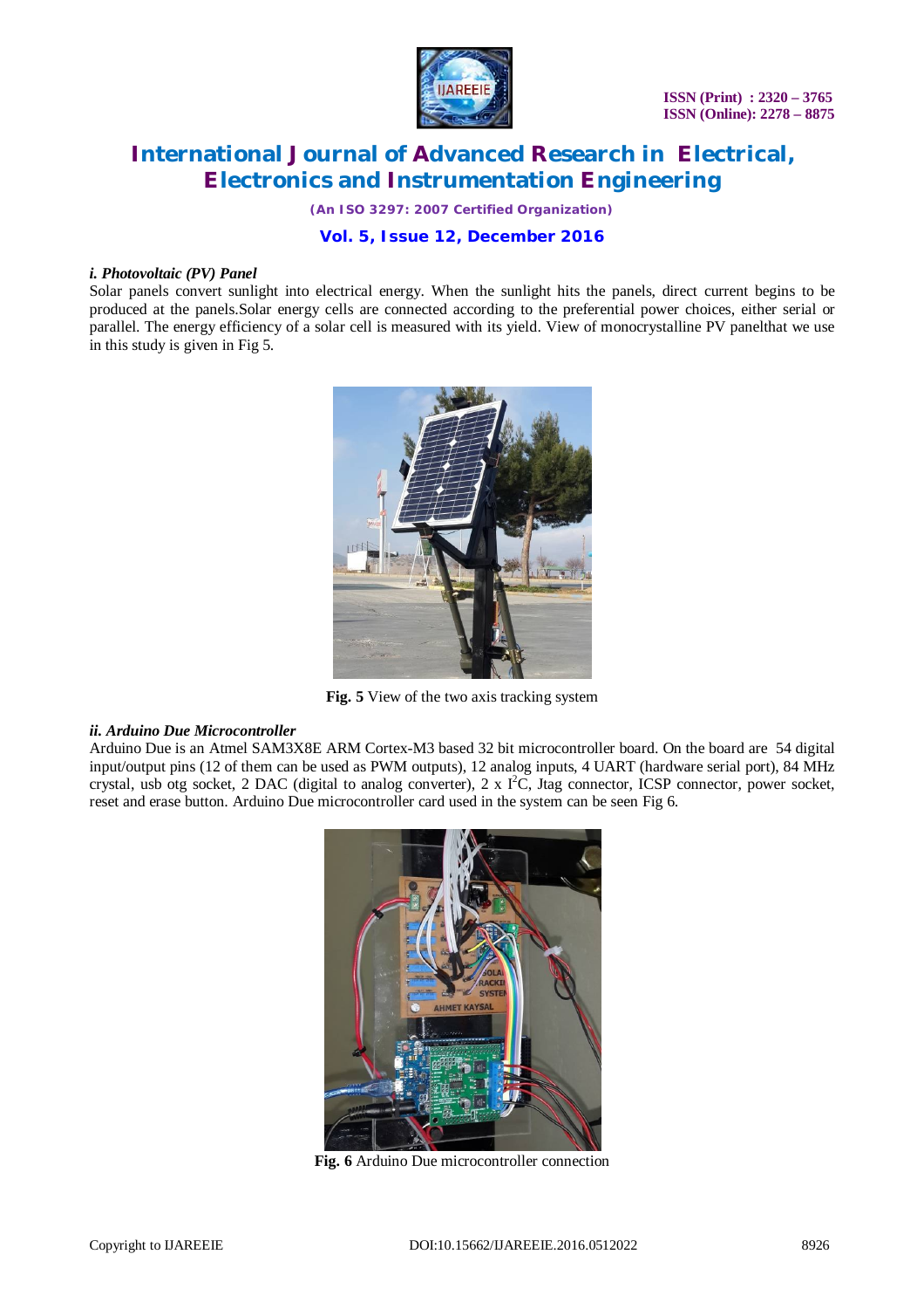*i. Photovoltaic (PV) Panel*

Solar panels convert sunlight into electrical energy. When the sunlight hits the panels, direct current begins to be produced at the panels.Solar energy cells are connected according to the preferential power choices, either serial or parallel. The energy efficiency of a solar cell is measured with its yield. View of monocrystalline PV panelthat we use in this study is given in Fig 5.

**Fig. 5** View of the two axis tracking system

***ii. Arduino Due Microcontroller***

Arduino Due is an Atmel SAM3X8E ARM Cortex-M3 based 32 bit microcontroller board. On the board are 54 digital input/output pins (12 of them can be used as PWM outputs), 12 analog inputs, 4 UART (hardware serial port), 84 MHz crystal, usb otg socket, 2 DAC (digital to analog converter), 2 x $I^2C$, Jtag connector, ICSP connector, power socket, reset and erase button. Arduino Due microcontroller card used in the system can be seen Fig 6.

**Fig. 6** Arduino Due microcontroller connection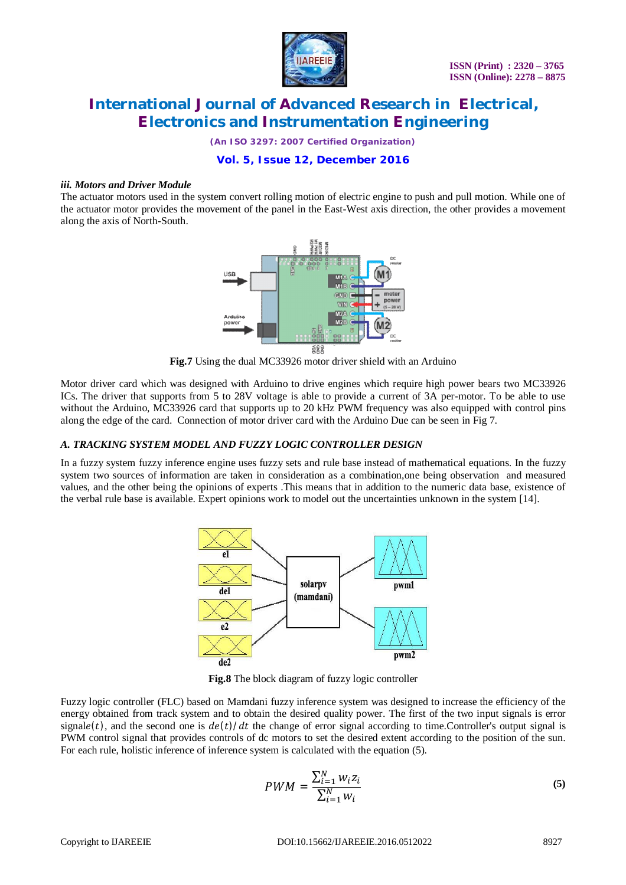*iii. Motors and Driver Module*

The actuator motors used in the system convert rolling motion of electric engine to push and pull motion. While one of the actuator motor provides the movement of the panel in the East-West axis direction, the other provides a movement along the axis of North-South.

**Fig.7** Using the dual MC33926 motor driver shield with an Arduino

Motor driver card which was designed with Arduino to drive engines which require high power bears two MC33926 ICs. The driver that supports from 5 to 28V voltage is able to provide a current of 3A per-motor. To be able to use without the Arduino, MC33926 card that supports up to 20 kHz PWM frequency was also equipped with control pins along the edge of the card. Connection of motor driver card with the Arduino Due can be seen in Fig 7.

### *A. TRACKING SYSTEM MODEL AND FUZZY LOGIC CONTROLLER DESIGN*

In a fuzzy system fuzzy inference engine uses fuzzy sets and rule base instead of mathematical equations. In the fuzzy system two sources of information are taken in consideration as a combination,one being observation and measured values, and the other being the opinions of experts .This means that in addition to the numeric data base, existence of the verbal rule base is available. Expert opinions work to model out the uncertainties unknown in the system [14].

**Fig.8** The block diagram of fuzzy logic controller

Fuzzy logic controller (FLC) based on Mamdani fuzzy inference system was designed to increase the efficiency of the energy obtained from track system and to obtain the desired quality power. The first of the two input signals is error signale$(t)$, and the second one is $de(t)/dt$ the change of error signal according to time.Controller's output signal is PWM control signal that provides controls of dc motors to set the desired extent according to the position of the sun. For each rule, holistic inference of inference system is calculated with the equation (5).

$$PWM = \frac{\sum_{i=1}^{N} w_i z_i}{\sum_{i=1}^{N} w_i} \quad (5)$$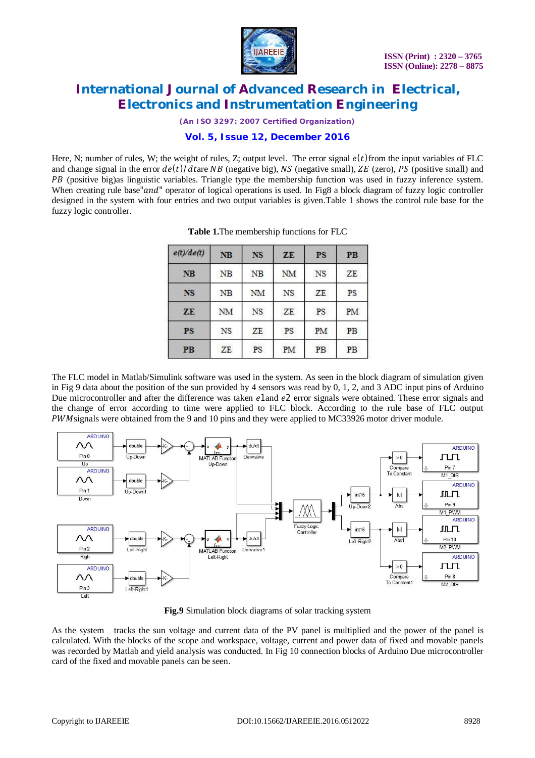Here, N; number of rules, W; the weight of rules, Z; output level. The error signal $e(t)$ from the input variables of FLC and change signal in the error $de(t)/dt$ are $NB$ (negative big), $NS$ (negative small), $ZE$ (zero), $PS$ (positive small) and $PB$ (positive big)as linguistic variables. Triangle type the membership function was used in fuzzy inference system. When creating rule base"*and*" operator of logical operations is used. In Fig8 a block diagram of fuzzy logic controller designed in the system with four entries and two output variables is given.Table 1 shows the control rule base for the fuzzy logic controller.

**Table 1.**The membership functions for FLC

| e(t)/de(t) | NB | NS | ZE | PS | PB |
|---|---|---|---|---|---|
| **NB** | NB | NB | NM | NS | ZE |
| **NS** | NB | NM | NS | ZE | PS |
| **ZE** | NM | NS | ZE | PS | PM |
| **PS** | NS | ZE | PS | PM | PB |
| **PB** | ZE | PS | PM | PB | PB |

The FLC model in Matlab/Simulink software was used in the system. As seen in the block diagram of simulation given in Fig 9 data about the position of the sun provided by 4 sensors was read by 0, 1, 2, and 3 ADC input pins of Arduino Due microcontroller and after the difference was taken $e1$ and $e2$ error signals were obtained. These error signals and the change of error according to time were applied to FLC block. According to the rule base of FLC output $PWM$ signals were obtained from the 9 and 10 pins and they were applied to MC33926 motor driver module.

**Fig.9** Simulation block diagrams of solar tracking system

As the system tracks the sun voltage and current data of the PV panel is multiplied and the power of the panel is calculated. With the blocks of the scope and workspace, voltage, current and power data of fixed and movable panels was recorded by Matlab and yield analysis was conducted. In Fig 10 connection blocks of Arduino Due microcontroller card of the fixed and movable panels can be seen.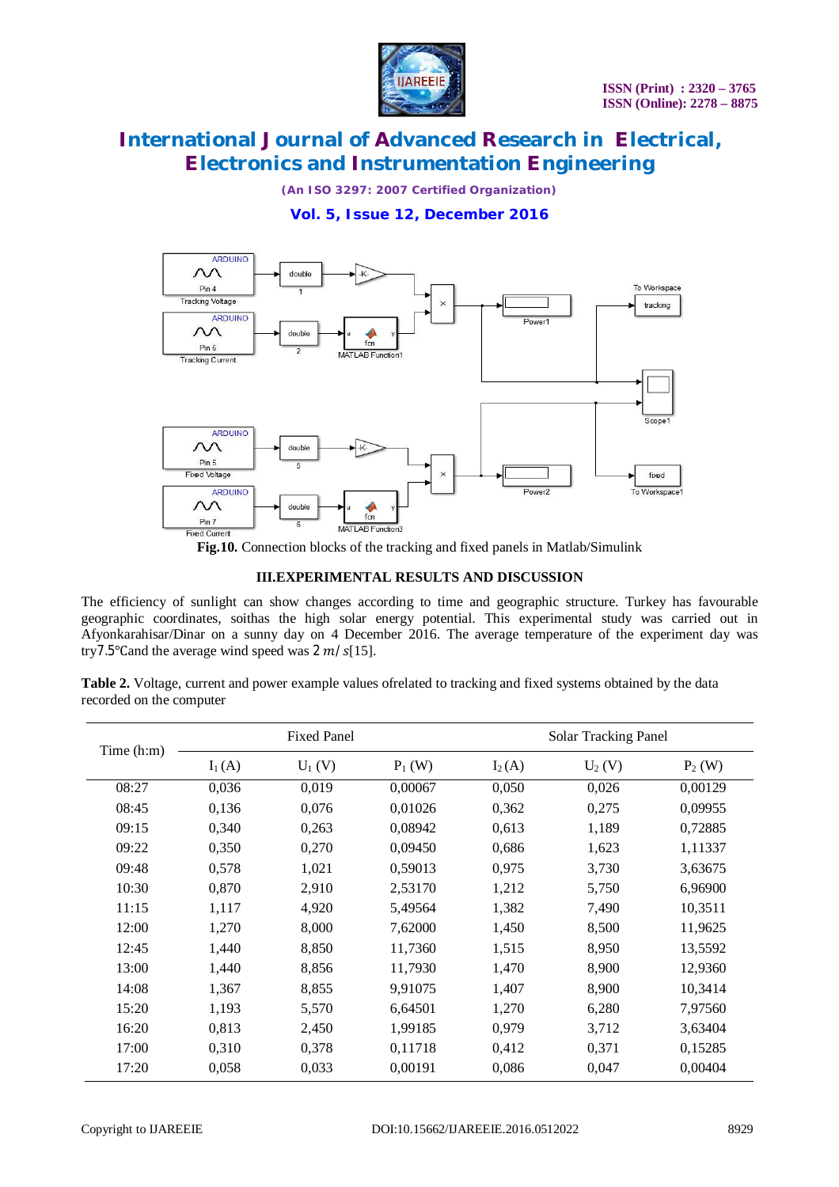Fig.10. Connection blocks of the tracking and fixed panels in Matlab/Simulink

## III.EXPERIMENTAL RESULTS AND DISCUSSION

The efficiency of sunlight can show changes according to time and geographic structure. Turkey has favourable geographic coordinates, soithas the high solar energy potential. This experimental study was carried out in Afyonkarahisar/Dinar on a sunny day on 4 December 2016. The average temperature of the experiment day was try7.5°Cand the average wind speed was $2\ m/s$[15].

**Table 2.** Voltage, current and power example values ofrelated to tracking and fixed systems obtained by the data recorded on the computer

| Time (h:m) | Fixed Panel | | | Solar Tracking Panel | | |
|---|---|---|---|---|---|---|
| | $I_1$ (A) | $U_1$ (V) | $P_1$ (W) | $I_2$ (A) | $U_2$ (V) | $P_2$ (W) |
| 08:27 | 0,036 | 0,019 | 0,00067 | 0,050 | 0,026 | 0,00129 |
| 08:45 | 0,136 | 0,076 | 0,01026 | 0,362 | 0,275 | 0,09955 |
| 09:15 | 0,340 | 0,263 | 0,08942 | 0,613 | 1,189 | 0,72885 |
| 09:22 | 0,350 | 0,270 | 0,09450 | 0,686 | 1,623 | 1,11337 |
| 09:48 | 0,578 | 1,021 | 0,59013 | 0,975 | 3,730 | 3,63675 |
| 10:30 | 0,870 | 2,910 | 2,53170 | 1,212 | 5,750 | 6,96900 |
| 11:15 | 1,117 | 4,920 | 5,49564 | 1,382 | 7,490 | 10,3511 |
| 12:00 | 1,270 | 8,000 | 7,62000 | 1,450 | 8,500 | 11,9625 |
| 12:45 | 1,440 | 8,850 | 11,7360 | 1,515 | 8,950 | 13,5592 |
| 13:00 | 1,440 | 8,856 | 11,7930 | 1,470 | 8,900 | 12,9360 |
| 14:08 | 1,367 | 8,855 | 9,91075 | 1,407 | 8,900 | 10,3414 |
| 15:20 | 1,193 | 5,570 | 6,64501 | 1,270 | 6,280 | 7,97560 |
| 16:20 | 0,813 | 2,450 | 1,99185 | 0,979 | 3,712 | 3,63404 |
| 17:00 | 0,310 | 0,378 | 0,11718 | 0,412 | 0,371 | 0,15285 |
| 17:20 | 0,058 | 0,033 | 0,00191 | 0,086 | 0,047 | 0,00404 |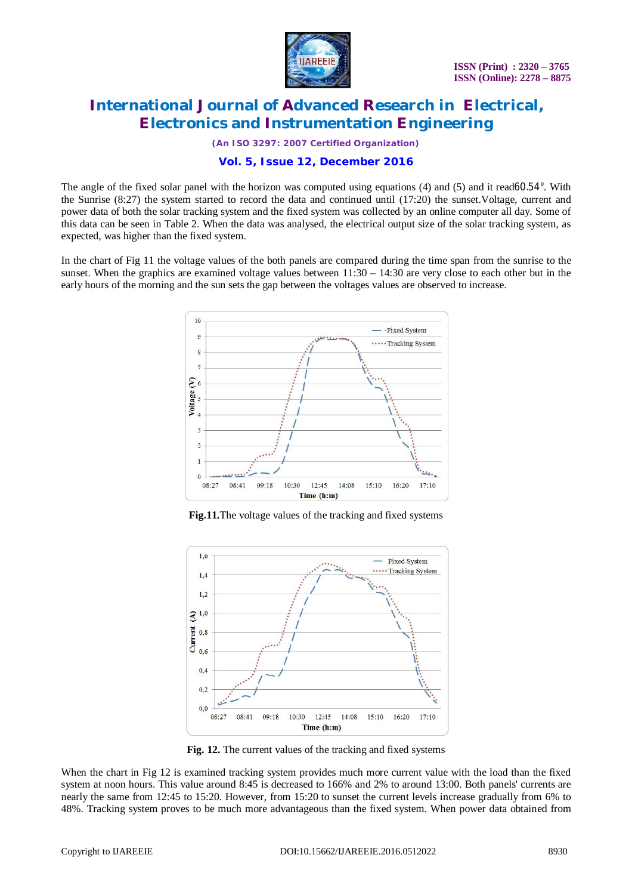The angle of the fixed solar panel with the horizon was computed using equations (4) and (5) and it read60.54°. With the Sunrise (8:27) the system started to record the data and continued until (17:20) the sunset.Voltage, current and power data of both the solar tracking system and the fixed system was collected by an online computer all day. Some of this data can be seen in Table 2. When the data was analysed, the electrical output size of the solar tracking system, as expected, was higher than the fixed system.

In the chart of Fig 11 the voltage values of the both panels are compared during the time span from the sunrise to the sunset. When the graphics are examined voltage values between 11:30 – 14:30 are very close to each other but in the early hours of the morning and the sun sets the gap between the voltages values are observed to increase.

**Fig.11.**The voltage values of the tracking and fixed systems

**Fig. 12.** The current values of the tracking and fixed systems

When the chart in Fig 12 is examined tracking system provides much more current value with the load than the fixed system at noon hours. This value around 8:45 is decreased to 166% and 2% to around 13:00. Both panels' currents are nearly the same from 12:45 to 15:20. However, from 15:20 to sunset the current levels increase gradually from 6% to 48%. Tracking system proves to be much more advantageous than the fixed system. When power data obtained from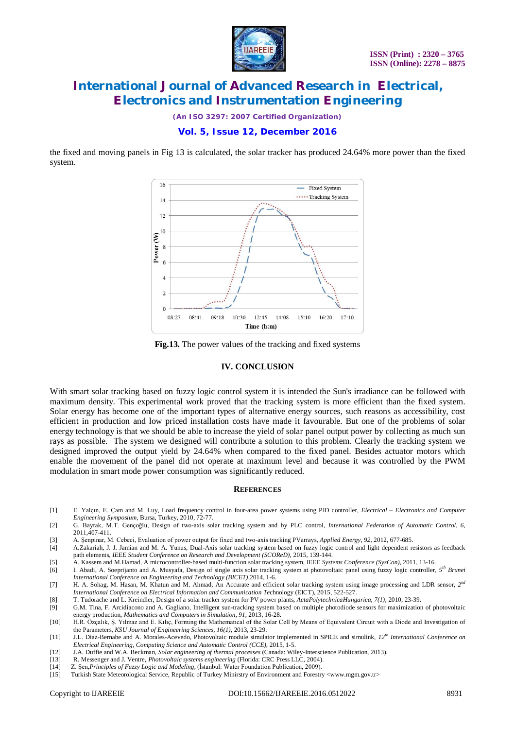the fixed and moving panels in Fig 13 is calculated, the solar tracker has produced 24.64% more power than the fixed system.

16
14
12
10
8
6
4
2
0
Power (W)
08:27 08:41 09:18 10:30 12:45 14:08 15:10 16:20 17:10
Time (h:m)
Fixed System
Tracking System

**Fig.13.** The power values of the tracking and fixed systems

## IV. CONCLUSION

With smart solar tracking based on fuzzy logic control system it is intended the Sun's irradiance can be followed with maximum density. This experimental work proved that the tracking system is more efficient than the fixed system. Solar energy has become one of the important types of alternative energy sources, such reasons as accessibility, cost efficient in production and low priced installation costs have made it favourable. But one of the problems of solar energy technology is that we should be able to increase the yield of solar panel output power by collecting as much sun rays as possible. The system we designed will contribute a solution to this problem. Clearly the tracking system we designed improved the output yield by 24.64% when compared to the fixed panel. Besides actuator motors which enable the movement of the panel did not operate at maximum level and because it was controlled by the PWM modulation in smart mode power consumption was significantly reduced.

## REFERENCES

[1] E. Yalçın, E. Çam and M. Luy, Load frequency control in four-area power systems using PID controller, *Electrical – Electronics and Computer Engineering Symposium*, Bursa, Turkey, 2010, 72-77.

[2] G. Bayrak, M.T. Gençoğlu, Design of two-axis solar tracking system and by PLC control, *International Federation of Automatic Control, 6*, 2011,407-411.

[3] A. Şenpinar, M. Cebeci, Evaluation of power output for fixed and two-axis tracking PVarrays, *Applied Energy, 92*, 2012, 677-685.

[4] A.Zakariah, J. J. Jamian and M. A. Yunus, Dual-Axis solar tracking system based on fuzzy logic control and light dependent resistors as feedback path elements, *IEEE Student Conference on Research and Development (SCOReD)*, 2015, 139-144.

[5] A. Kassem and M.Hamad, A microcontroller-based multi-function solar tracking system, IEEE *Systems Conference (SysCon)*, 2011, 13-16.

[6] I. Abadi, A. Soeprijanto and A. Musyafa, Design of single axis solar tracking system at photovoltaic panel using fuzzy logic controller, *5th Brunei International Conference on Engineering and Technology (BICET)*,2014, 1-6.

[7] H. A. Sohag, M. Hasan, M. Khatun and M. Ahmad, An Accurate and efficient solar tracking system using image processing and LDR sensor, *2nd International Conference on Electrical Information and Communication Te*chnology (EICT), 2015, 522-527.

[8] T. Tudorache and L. Kreindler, Design of a solar tracker system for PV power plants, *ActaPolytechnicaHungarica, 7(1)*, 2010, 23-39.

[9] G.M. Tina, F. Arcidiacono and A. Gagliano, Intelligent sun-tracking system based on multiple photodiode sensors for maximization of photovoltaic energy production, *Mathematics and Computers in Simulation, 91*, 2013, 16-28.

[10] H.R. Özçalık, Ş. Yılmaz and E. Kılıç, Forming the Mathematical of the Solar Cell by Means of Equivalent Circuit with a Diode and Investigation of the Parameters, *KSU Journal of Engineering Sciences, 16(1)*, 2013, 23-29.

[11] J.L. Diaz-Bernabe and A. Morales-Acevedo, Photovoltaic module simulator implemented in SPICE and simulink, *12th International Conference on Electrical Engineering, Computing Science and Automatic Control (CCE)*, 2015, 1-5.

[12] J.A. Duffie and W.A. Beckman, *Solar engineering of thermal processes* (Canada: Wiley-Interscience Publication, 2013).

[13] R. Messenger and J. Ventre, *Photovoltaic systems engineering* (Florida: CRC Press LLC, 2004).

[14] Z. Şen,*Principles of Fuzzy Logic and Modeling*, (İstanbul: Water Foundation Publication, 2009).

[15] Turkish State Meteorological Service, Republic of Turkey Minirstry of Environment and Forestry <www.mgm.gov.tr>